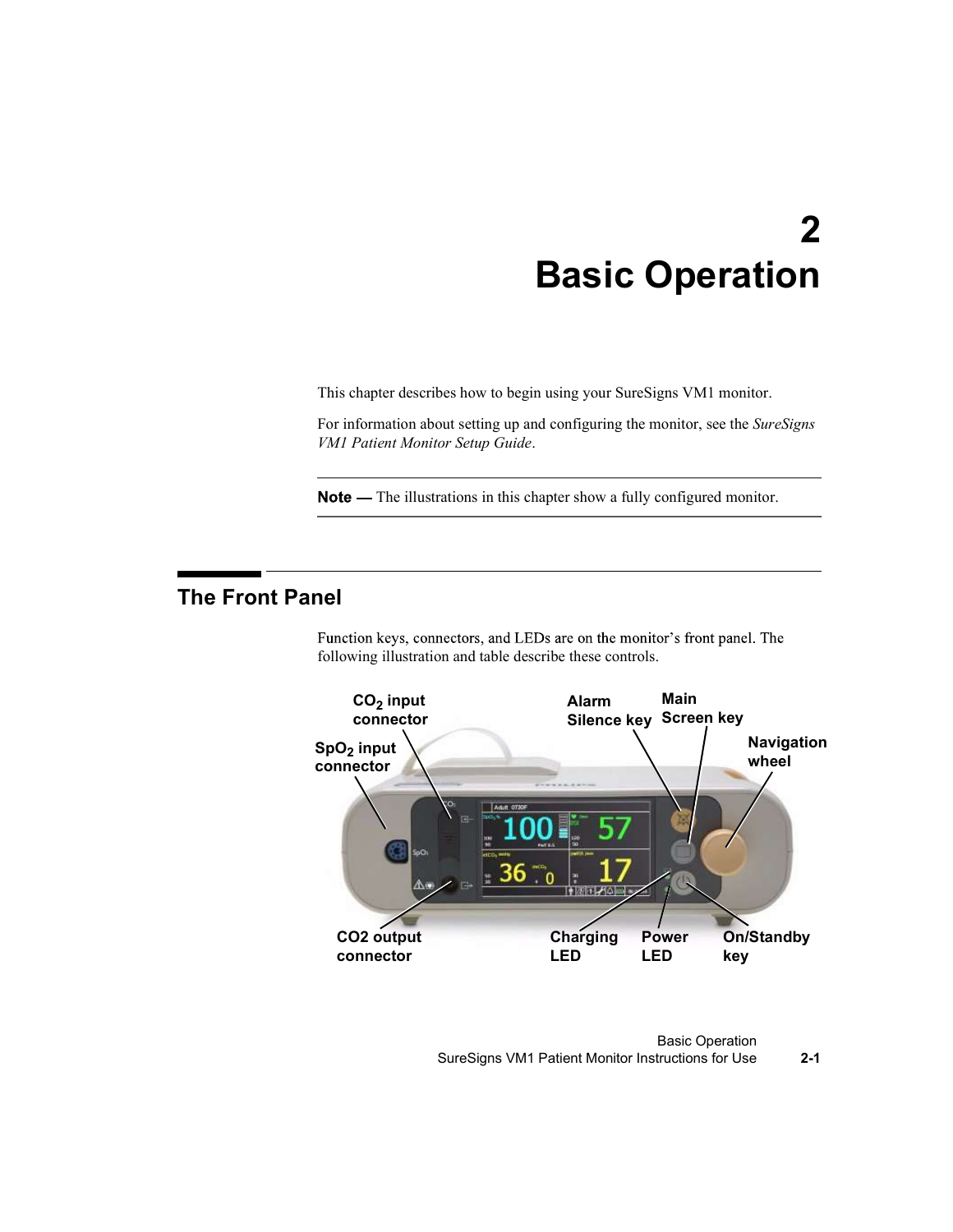# 2 Basic Operation

This chapter describes how to begin using your SureSigns VM1 monitor.

For information about setting up and configuring the monitor, see the *SureSigns VM1 Patient Monitor Setup Guide*.

---

**Note —** The illustrations in this chapter show a fully configured monitor.

---

## The Front Panel

Function keys, connectors, and LEDs are on the monitor's front panel. The following illustration and table describe these controls.

$CO_2$ input connector

$SpO_2$ input connector

Alarm Silence key

Main Screen key

Navigation wheel

CO2 output connector

Charging LED

Power LED

On/Standby key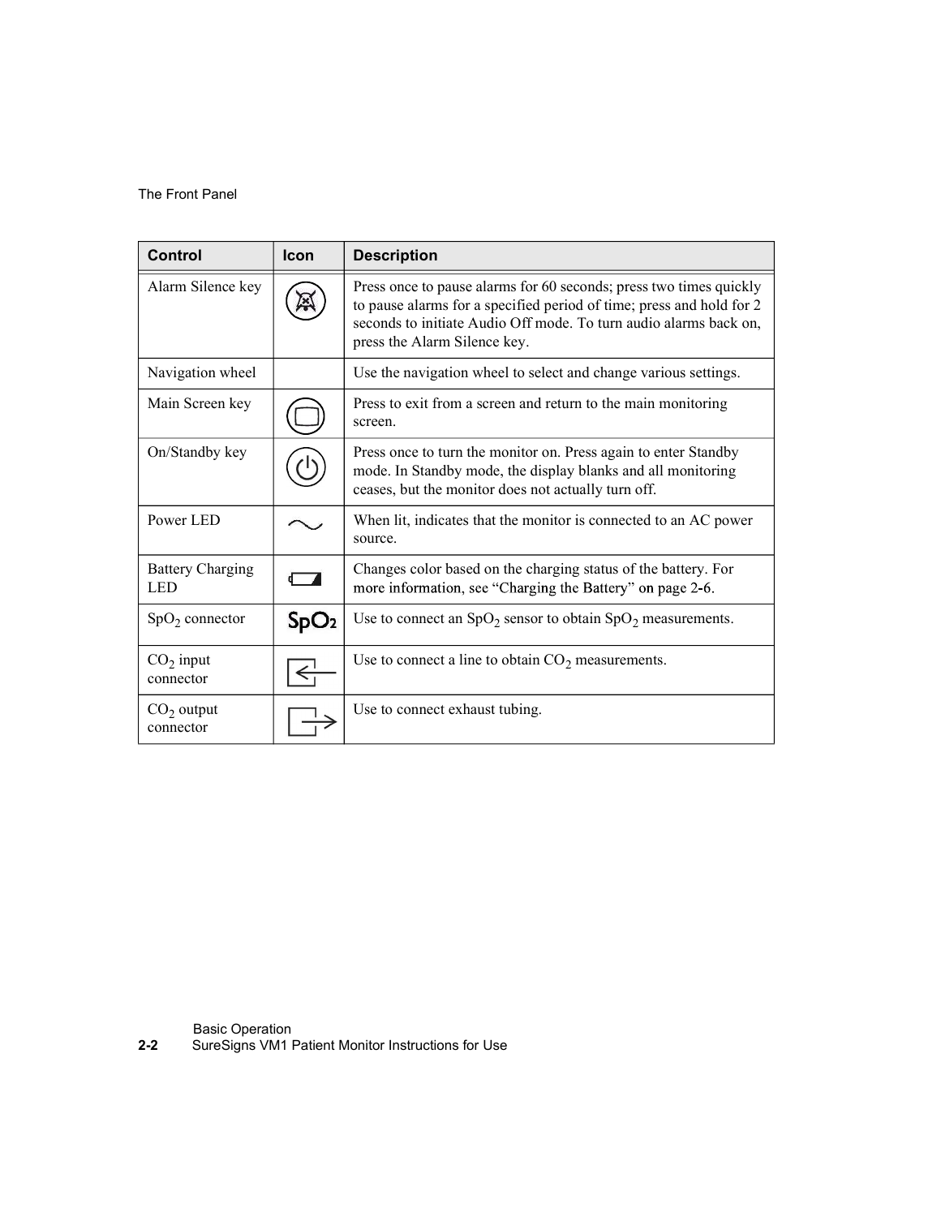| Control | Icon | Description |
| --- | --- | --- |
| Alarm Silence key | | Press once to pause alarms for 60 seconds; press two times quickly to pause alarms for a specified period of time; press and hold for 2 seconds to initiate Audio Off mode. To turn audio alarms back on, press the Alarm Silence key. |
| Navigation wheel | | Use the navigation wheel to select and change various settings. |
| Main Screen key | | Press to exit from a screen and return to the main monitoring screen. |
| On/Standby key | | Press once to turn the monitor on. Press again to enter Standby mode. In Standby mode, the display blanks and all monitoring ceases, but the monitor does not actually turn off. |
| Power LED | | When lit, indicates that the monitor is connected to an AC power source. |
| Battery Charging LED | | Changes color based on the charging status of the battery. For more information, see “Charging the Battery” on page 2-6. |
| $SpO_2$ connector | $SpO_2$ | Use to connect an $SpO_2$ sensor to obtain $SpO_2$ measurements. |
| $CO_2$ input connector | | Use to connect a line to obtain $CO_2$ measurements. |
| $CO_2$ output connector | | Use to connect exhaust tubing. |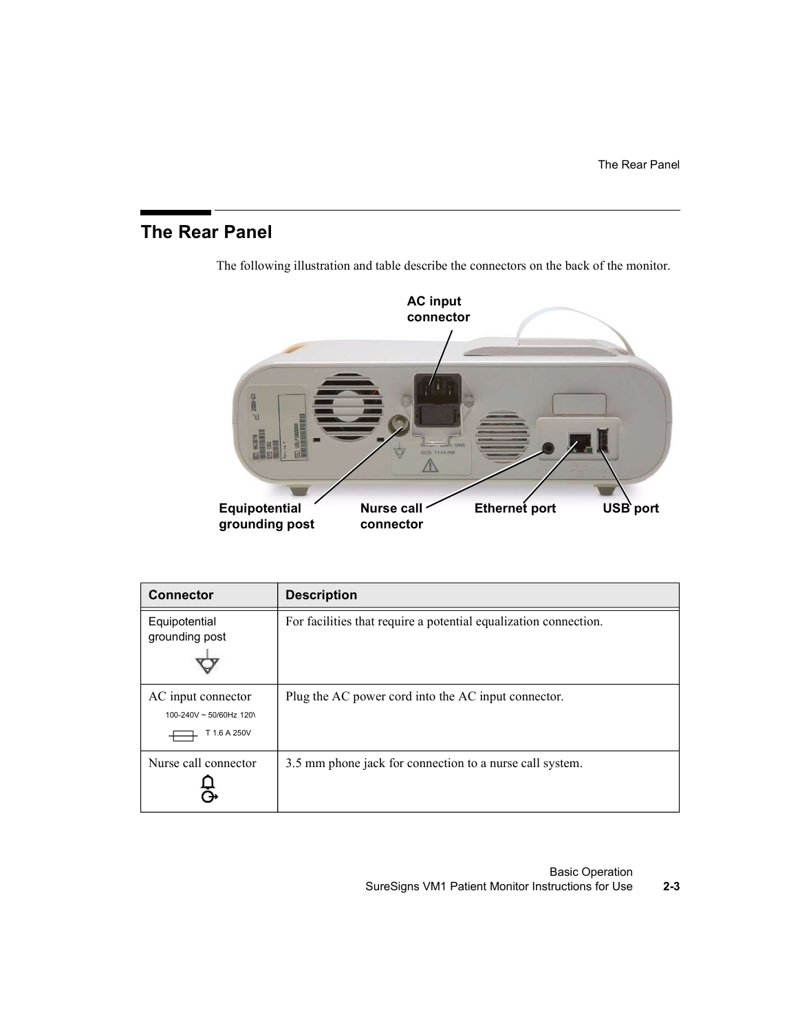## The Rear Panel

The following illustration and table describe the connectors on the back of the monitor.

AC input connector

Equipotential grounding post

Nurse call connector

Ethernet port

USB port

| Connector | Description |
|---|---|
| Equipotential grounding post | For facilities that require a potential equalization connection. |
| AC input connector<br>100-240V ~ 50/60Hz 120\<br>T 1.6 A 250V | Plug the AC power cord into the AC input connector. |
| Nurse call connector | 3.5 mm phone jack for connection to a nurse call system. |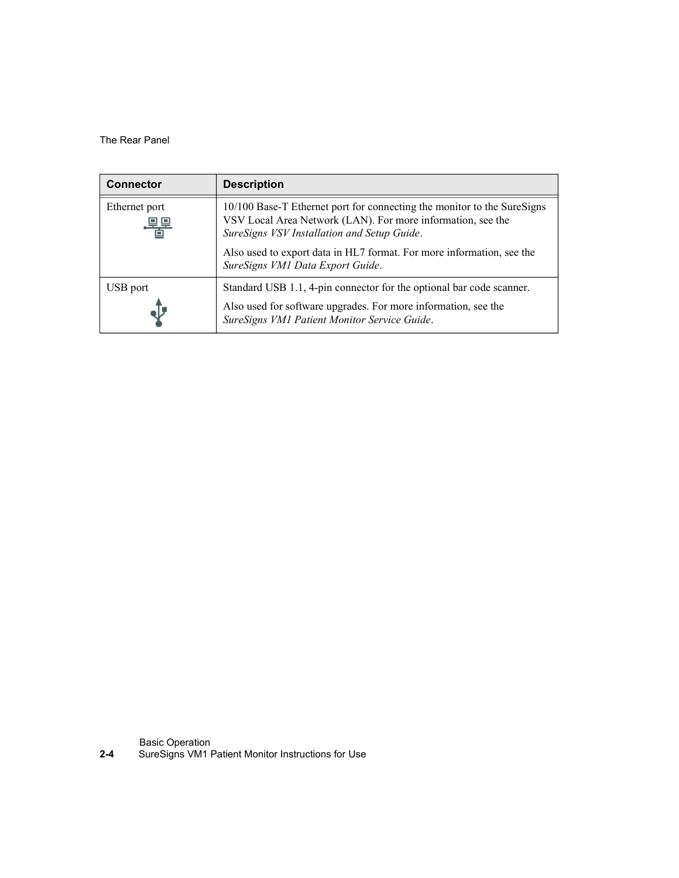| Connector | Description |
| --- | --- |
| Ethernet port | 10/100 Base-T Ethernet port for connecting the monitor to the SureSigns VSV Local Area Network (LAN). For more information, see the *SureSigns VSV Installation and Setup Guide*.<br><br>Also used to export data in HL7 format. For more information, see the *SureSigns VM1 Data Export Guide*. |
| USB port | Standard USB 1.1, 4-pin connector for the optional bar code scanner.<br><br>Also used for software upgrades. For more information, see the *SureSigns VM1 Patient Monitor Service Guide*. |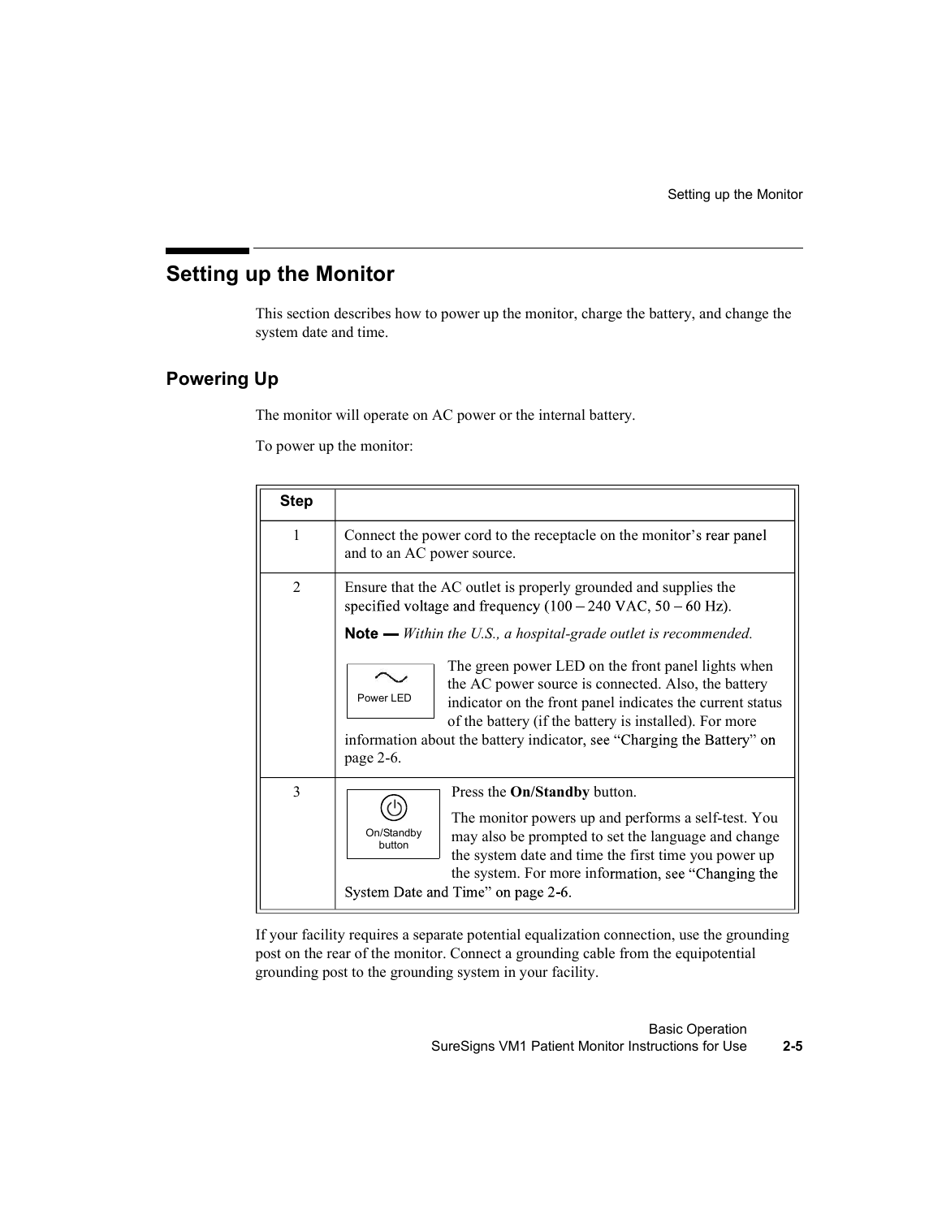# Setting up the Monitor

This section describes how to power up the monitor, charge the battery, and change the system date and time.

## Powering Up

The monitor will operate on AC power or the internal battery.

To power up the monitor:

| Step | |
|---|---|
| 1 | Connect the power cord to the receptacle on the monitor's rear panel and to an AC power source. |
| 2 | Ensure that the AC outlet is properly grounded and supplies the specified voltage and frequency (100 – 240 VAC, 50 – 60 Hz). **Note —** *Within the U.S., a hospital-grade outlet is recommended.* Power LED: The green power LED on the front panel lights when the AC power source is connected. Also, the battery indicator on the front panel indicates the current status of the battery (if the battery is installed). For more information about the battery indicator, see "Charging the Battery" on page 2-6. |
| 3 | On/Standby button: Press the **On/Standby** button. The monitor powers up and performs a self-test. You may also be prompted to set the language and change the system date and time the first time you power up the system. For more information, see "Changing the System Date and Time" on page 2-6. |

If your facility requires a separate potential equalization connection, use the grounding post on the rear of the monitor. Connect a grounding cable from the equipotential grounding post to the grounding system in your facility.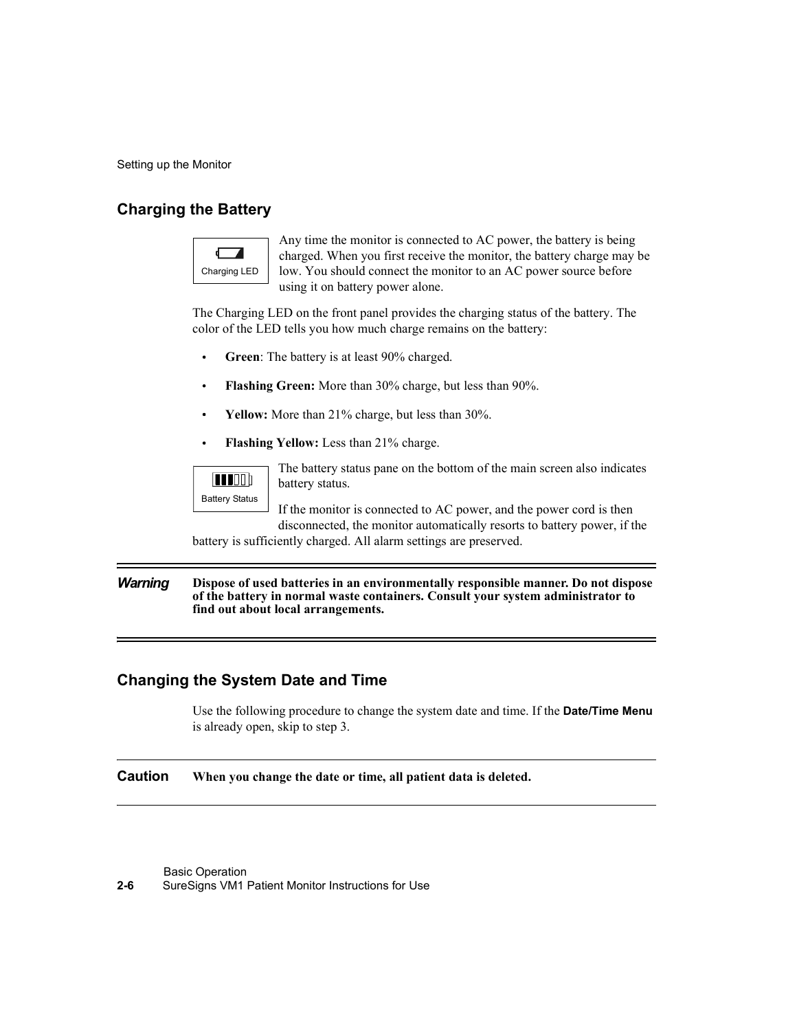## Charging the Battery

Charging LED

Any time the monitor is connected to AC power, the battery is being charged. When you first receive the monitor, the battery charge may be low. You should connect the monitor to an AC power source before using it on battery power alone.

The Charging LED on the front panel provides the charging status of the battery. The color of the LED tells you how much charge remains on the battery:

- **Green**: The battery is at least 90% charged.
- **Flashing Green:** More than 30% charge, but less than 90%.
- **Yellow:** More than 21% charge, but less than 30%.
- **Flashing Yellow:** Less than 21% charge.

Battery Status

The battery status pane on the bottom of the main screen also indicates battery status.

If the monitor is connected to AC power, and the power cord is then disconnected, the monitor automatically resorts to battery power, if the battery is sufficiently charged. All alarm settings are preserved.

***Warning*** **Dispose of used batteries in an environmentally responsible manner. Do not dispose of the battery in normal waste containers. Consult your system administrator to find out about local arrangements.**

## Changing the System Date and Time

Use the following procedure to change the system date and time. If the **Date/Time Menu** is already open, skip to step 3.

**Caution** **When you change the date or time, all patient data is deleted.**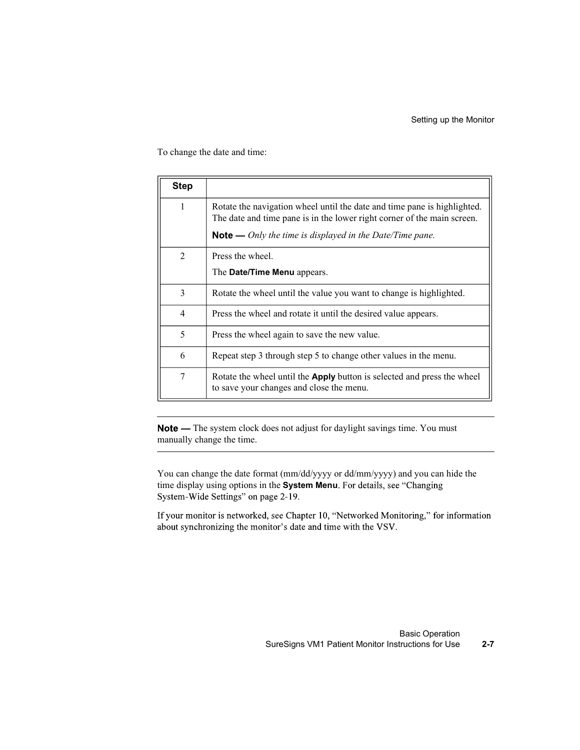To change the date and time:

| Step | |
|---|---|
| 1 | Rotate the navigation wheel until the date and time pane is highlighted. The date and time pane is in the lower right corner of the main screen.<br><br>**Note —** *Only the time is displayed in the Date/Time pane.* |
| 2 | Press the wheel.<br><br>The **Date/Time Menu** appears. |
| 3 | Rotate the wheel until the value you want to change is highlighted. |
| 4 | Press the wheel and rotate it until the desired value appears. |
| 5 | Press the wheel again to save the new value. |
| 6 | Repeat step 3 through step 5 to change other values in the menu. |
| 7 | Rotate the wheel until the **Apply** button is selected and press the wheel to save your changes and close the menu. |

---

**Note —** The system clock does not adjust for daylight savings time. You must manually change the time.

---

You can change the date format (mm/dd/yyyy or dd/mm/yyyy) and you can hide the time display using options in the **System Menu**. For details, see "Changing System-Wide Settings" on page 2-19.

If your monitor is networked, see Chapter 10, "Networked Monitoring," for information about synchronizing the monitor's date and time with the VSV.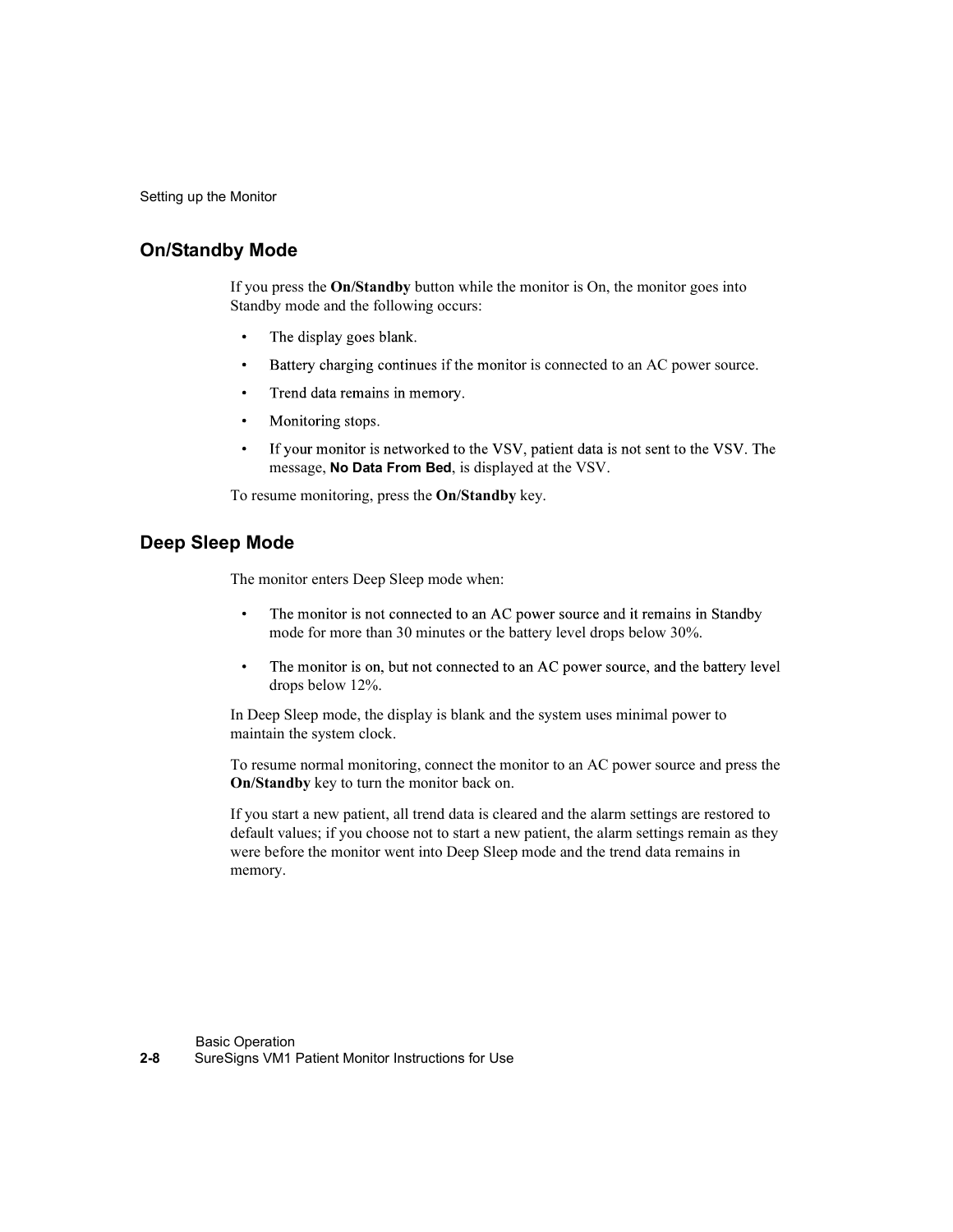## On/Standby Mode

If you press the **On/Standby** button while the monitor is On, the monitor goes into Standby mode and the following occurs:

- The display goes blank.
- Battery charging continues if the monitor is connected to an AC power source.
- Trend data remains in memory.
- Monitoring stops.
- If your monitor is networked to the VSV, patient data is not sent to the VSV. The message, **No Data From Bed**, is displayed at the VSV.

To resume monitoring, press the **On/Standby** key.

## Deep Sleep Mode

The monitor enters Deep Sleep mode when:

- The monitor is not connected to an AC power source and it remains in Standby mode for more than 30 minutes or the battery level drops below 30%.
- The monitor is on, but not connected to an AC power source, and the battery level drops below 12%.

In Deep Sleep mode, the display is blank and the system uses minimal power to maintain the system clock.

To resume normal monitoring, connect the monitor to an AC power source and press the **On/Standby** key to turn the monitor back on.

If you start a new patient, all trend data is cleared and the alarm settings are restored to default values; if you choose not to start a new patient, the alarm settings remain as they were before the monitor went into Deep Sleep mode and the trend data remains in memory.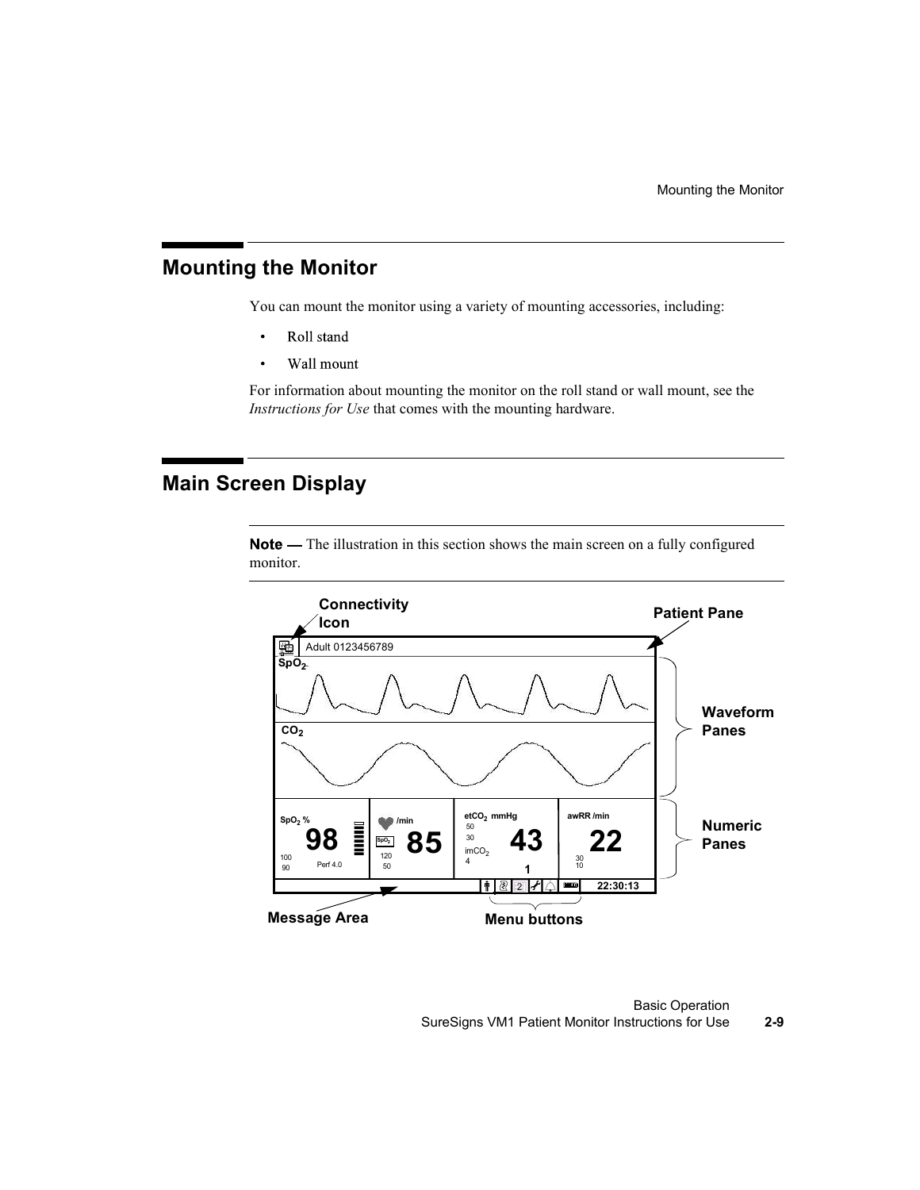## Mounting the Monitor

You can mount the monitor using a variety of mounting accessories, including:

- Roll stand
- Wall mount

For information about mounting the monitor on the roll stand or wall mount, see the *Instructions for Use* that comes with the mounting hardware.

## Main Screen Display

**Note —** The illustration in this section shows the main screen on a fully configured monitor.

Connectivity Icon

Patient Pane

Adult 0123456789

$SpO_2$

$CO_2$

Waveform Panes

| $SpO_2$ % | /min | $etCO_2$ mmHg | awRR /min |
|---|---|---|---|
| 98 | 85 | 43 | 22 |
| 100 / 90 / Perf 4.0 | 120 / 50 | 50 / 30 / $imCO_2$ 4 | 30 / 10 |

Numeric Panes

22:30:13

Message Area

Menu buttons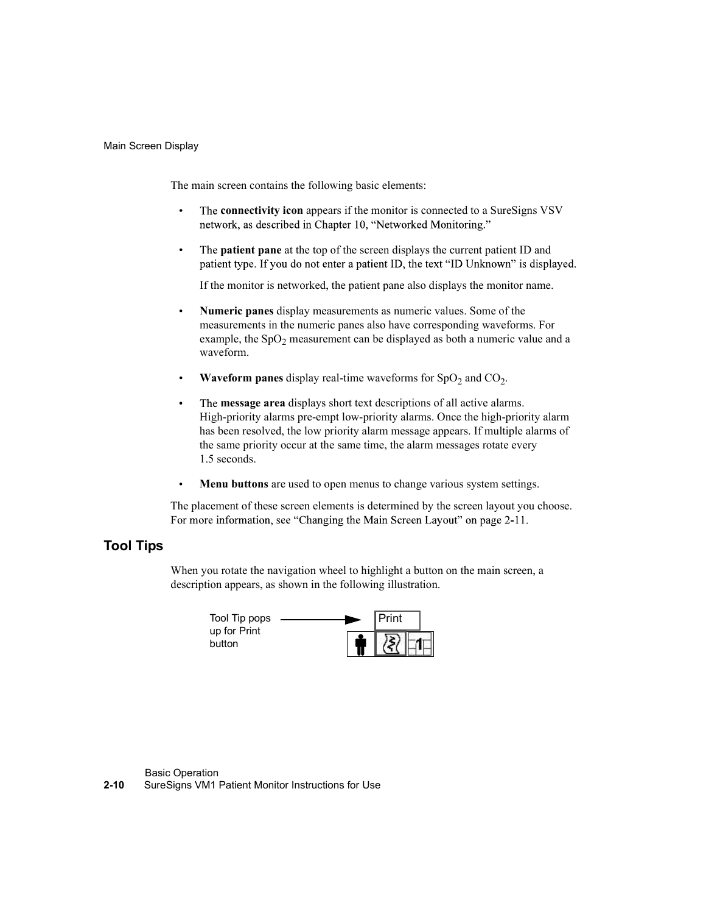The main screen contains the following basic elements:

- The **connectivity icon** appears if the monitor is connected to a SureSigns VSV network, as described in Chapter 10, "Networked Monitoring."
- The **patient pane** at the top of the screen displays the current patient ID and patient type. If you do not enter a patient ID, the text "ID Unknown" is displayed.

  If the monitor is networked, the patient pane also displays the monitor name.
- **Numeric panes** display measurements as numeric values. Some of the measurements in the numeric panes also have corresponding waveforms. For example, the $SpO_2$ measurement can be displayed as both a numeric value and a waveform.
- **Waveform panes** display real-time waveforms for $SpO_2$ and $CO_2$.
- The **message area** displays short text descriptions of all active alarms. High-priority alarms pre-empt low-priority alarms. Once the high-priority alarm has been resolved, the low priority alarm message appears. If multiple alarms of the same priority occur at the same time, the alarm messages rotate every 1.5 seconds.
- **Menu buttons** are used to open menus to change various system settings.

The placement of these screen elements is determined by the screen layout you choose. For more information, see "Changing the Main Screen Layout" on page 2-11.

## Tool Tips

When you rotate the navigation wheel to highlight a button on the main screen, a description appears, as shown in the following illustration.

Tool Tip pops up for Print button

Print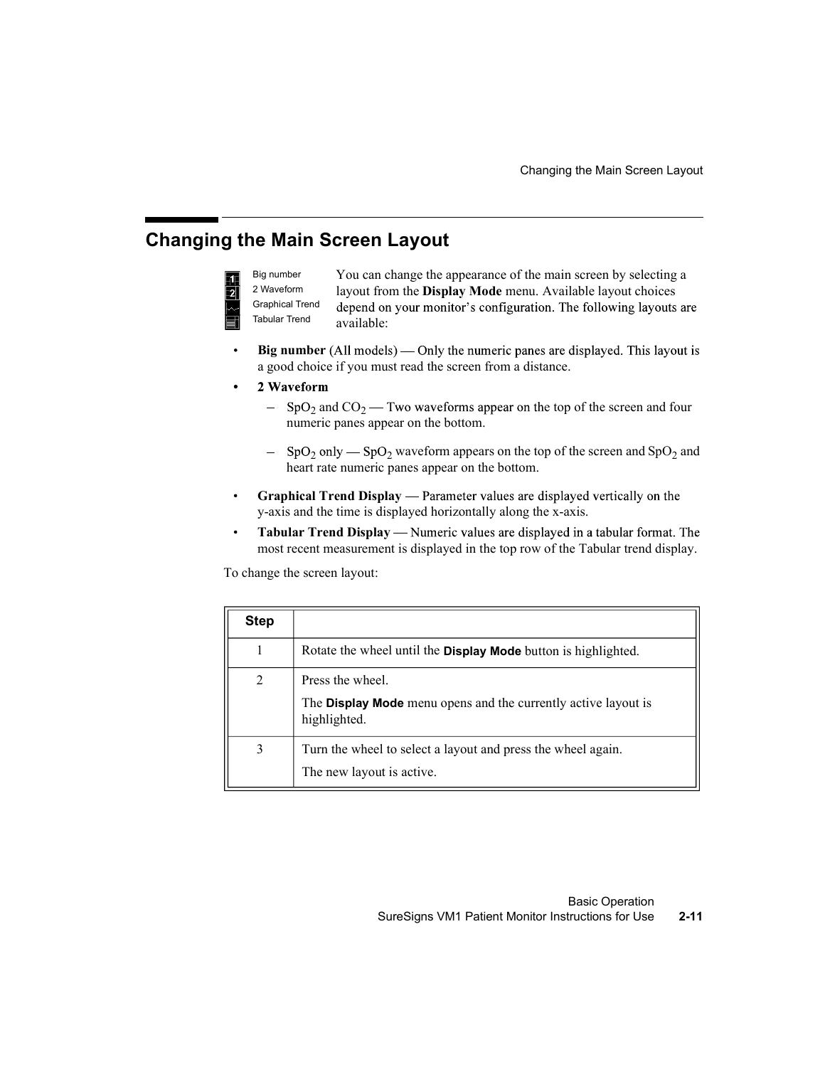## Changing the Main Screen Layout

Big number
2 Waveform
Graphical Trend
Tabular Trend

You can change the appearance of the main screen by selecting a layout from the **Display Mode** menu. Available layout choices depend on your monitor's configuration. The following layouts are available:

- **Big number** (All models) — Only the numeric panes are displayed. This layout is a good choice if you must read the screen from a distance.
- **2 Waveform**
  - $SpO_2$ and $CO_2$ — Two waveforms appear on the top of the screen and four numeric panes appear on the bottom.
  - $SpO_2$ only — $SpO_2$ waveform appears on the top of the screen and $SpO_2$ and heart rate numeric panes appear on the bottom.
- **Graphical Trend Display** — Parameter values are displayed vertically on the y-axis and the time is displayed horizontally along the x-axis.
- **Tabular Trend Display** — Numeric values are displayed in a tabular format. The most recent measurement is displayed in the top row of the Tabular trend display.

To change the screen layout:

| Step | |
|---|---|
| 1 | Rotate the wheel until the **Display Mode** button is highlighted. |
| 2 | Press the wheel.<br>The **Display Mode** menu opens and the currently active layout is highlighted. |
| 3 | Turn the wheel to select a layout and press the wheel again.<br>The new layout is active. |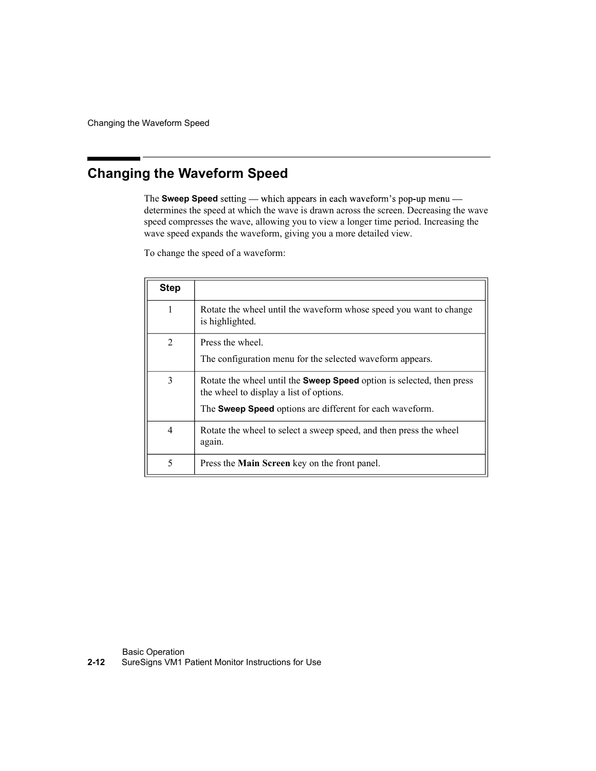## Changing the Waveform Speed

The **Sweep Speed** setting — which appears in each waveform's pop-up menu — determines the speed at which the wave is drawn across the screen. Decreasing the wave speed compresses the wave, allowing you to view a longer time period. Increasing the wave speed expands the waveform, giving you a more detailed view.

To change the speed of a waveform:

| Step | |
|---|---|
| 1 | Rotate the wheel until the waveform whose speed you want to change is highlighted. |
| 2 | Press the wheel.<br><br>The configuration menu for the selected waveform appears. |
| 3 | Rotate the wheel until the **Sweep Speed** option is selected, then press the wheel to display a list of options.<br><br>The **Sweep Speed** options are different for each waveform. |
| 4 | Rotate the wheel to select a sweep speed, and then press the wheel again. |
| 5 | Press the **Main Screen** key on the front panel. |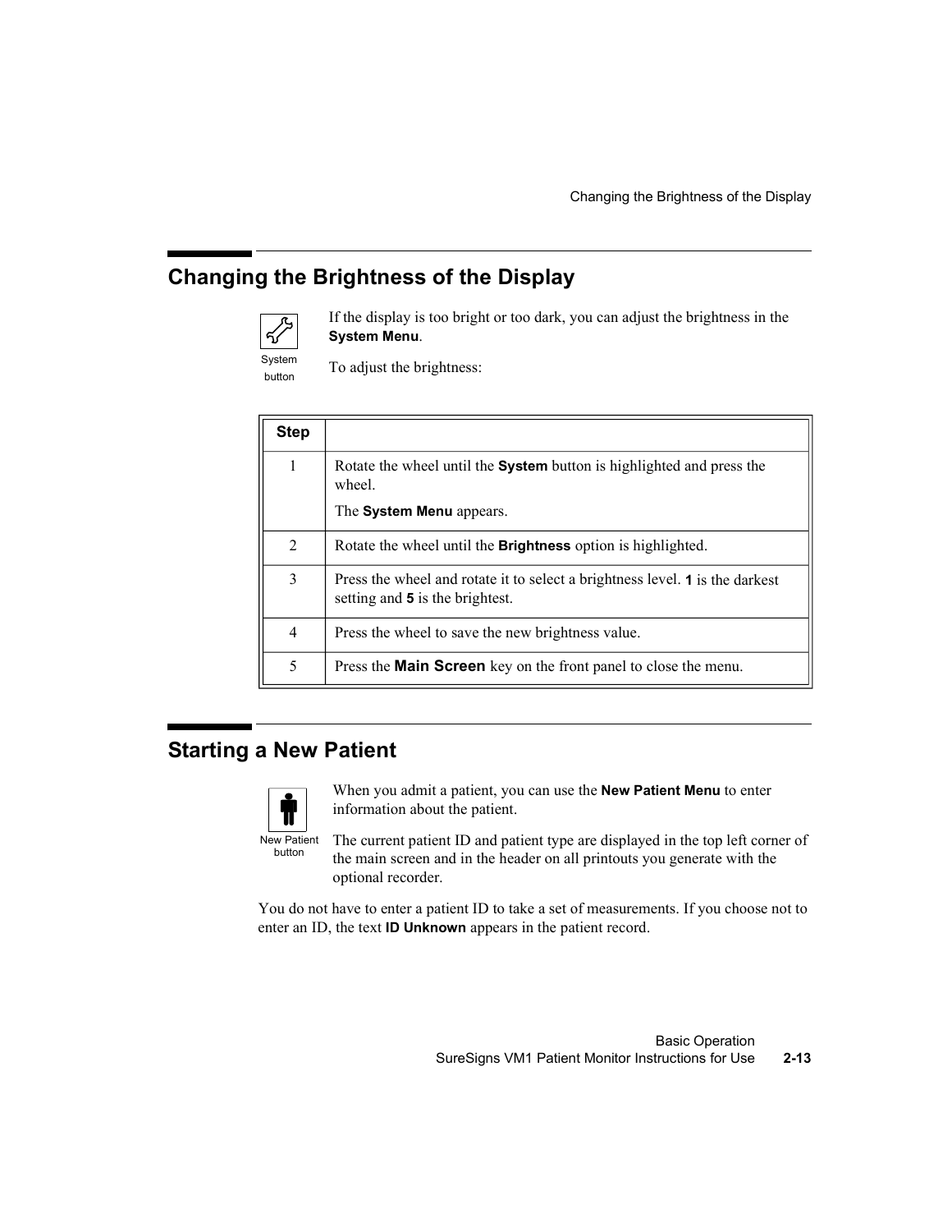## Changing the Brightness of the Display

System button

If the display is too bright or too dark, you can adjust the brightness in the **System Menu**.

To adjust the brightness:

| Step | |
|---|---|
| 1 | Rotate the wheel until the **System** button is highlighted and press the wheel.<br><br>The **System Menu** appears. |
| 2 | Rotate the wheel until the **Brightness** option is highlighted. |
| 3 | Press the wheel and rotate it to select a brightness level. **1** is the darkest setting and **5** is the brightest. |
| 4 | Press the wheel to save the new brightness value. |
| 5 | Press the **Main Screen** key on the front panel to close the menu. |

## Starting a New Patient

New Patient button

When you admit a patient, you can use the **New Patient Menu** to enter information about the patient.

The current patient ID and patient type are displayed in the top left corner of the main screen and in the header on all printouts you generate with the optional recorder.

You do not have to enter a patient ID to take a set of measurements. If you choose not to enter an ID, the text **ID Unknown** appears in the patient record.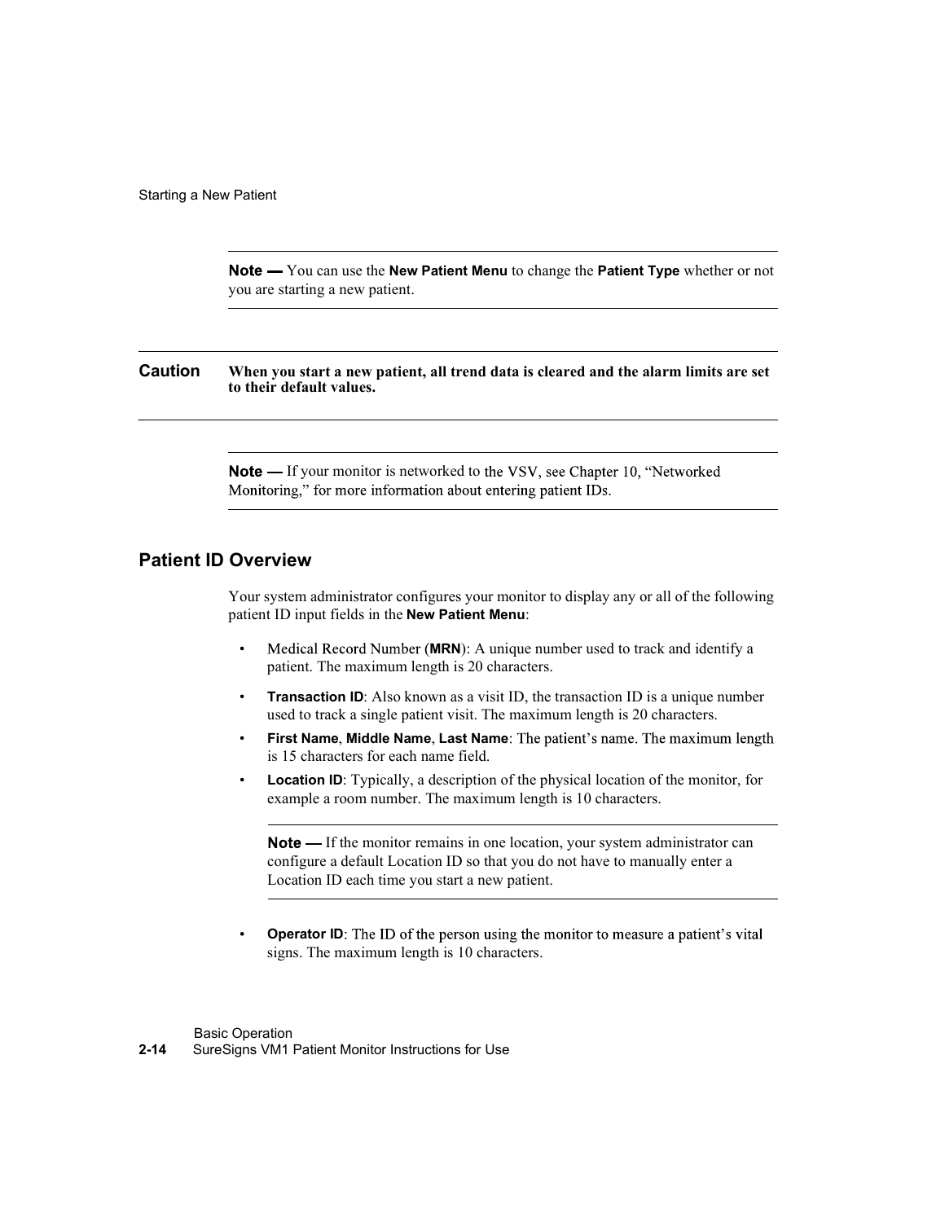**Note —** You can use the **New Patient Menu** to change the **Patient Type** whether or not you are starting a new patient.

**Caution** **When you start a new patient, all trend data is cleared and the alarm limits are set to their default values.**

**Note —** If your monitor is networked to the VSV, see Chapter 10, "Networked Monitoring," for more information about entering patient IDs.

## Patient ID Overview

Your system administrator configures your monitor to display any or all of the following patient ID input fields in the **New Patient Menu**:

- Medical Record Number (**MRN**): A unique number used to track and identify a patient. The maximum length is 20 characters.
- **Transaction ID**: Also known as a visit ID, the transaction ID is a unique number used to track a single patient visit. The maximum length is 20 characters.
- **First Name**, **Middle Name**, **Last Name**: The patient's name. The maximum length is 15 characters for each name field.
- **Location ID**: Typically, a description of the physical location of the monitor, for example a room number. The maximum length is 10 characters.

  **Note —** If the monitor remains in one location, your system administrator can configure a default Location ID so that you do not have to manually enter a Location ID each time you start a new patient.

- **Operator ID**: The ID of the person using the monitor to measure a patient's vital signs. The maximum length is 10 characters.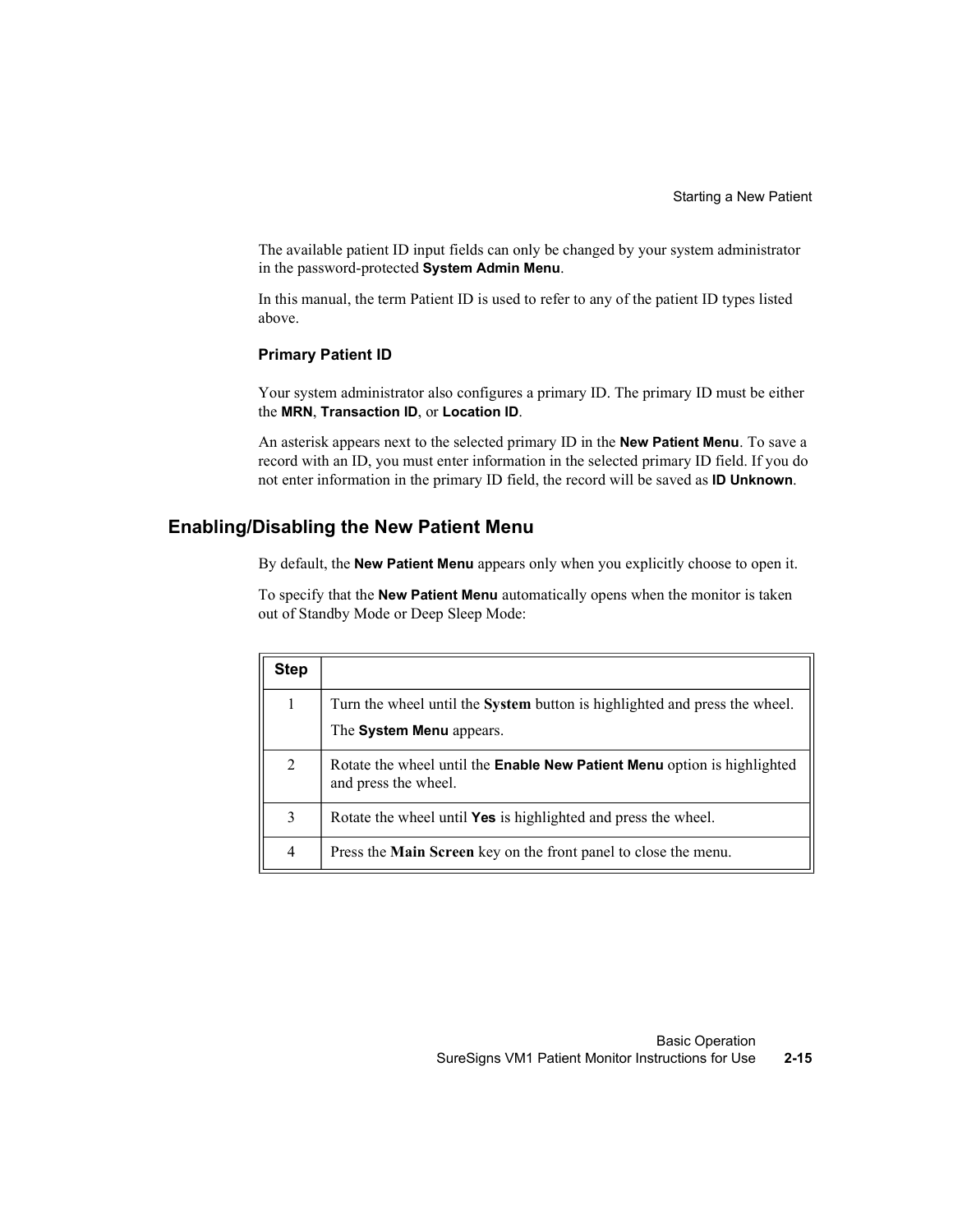The available patient ID input fields can only be changed by your system administrator in the password-protected **System Admin Menu**.

In this manual, the term Patient ID is used to refer to any of the patient ID types listed above.

### Primary Patient ID

Your system administrator also configures a primary ID. The primary ID must be either the **MRN**, **Transaction ID**, or **Location ID**.

An asterisk appears next to the selected primary ID in the **New Patient Menu**. To save a record with an ID, you must enter information in the selected primary ID field. If you do not enter information in the primary ID field, the record will be saved as **ID Unknown**.

## Enabling/Disabling the New Patient Menu

By default, the **New Patient Menu** appears only when you explicitly choose to open it.

To specify that the **New Patient Menu** automatically opens when the monitor is taken out of Standby Mode or Deep Sleep Mode:

| Step | |
|---|---|
| 1 | Turn the wheel until the **System** button is highlighted and press the wheel. The **System Menu** appears. |
| 2 | Rotate the wheel until the **Enable New Patient Menu** option is highlighted and press the wheel. |
| 3 | Rotate the wheel until **Yes** is highlighted and press the wheel. |
| 4 | Press the **Main Screen** key on the front panel to close the menu. |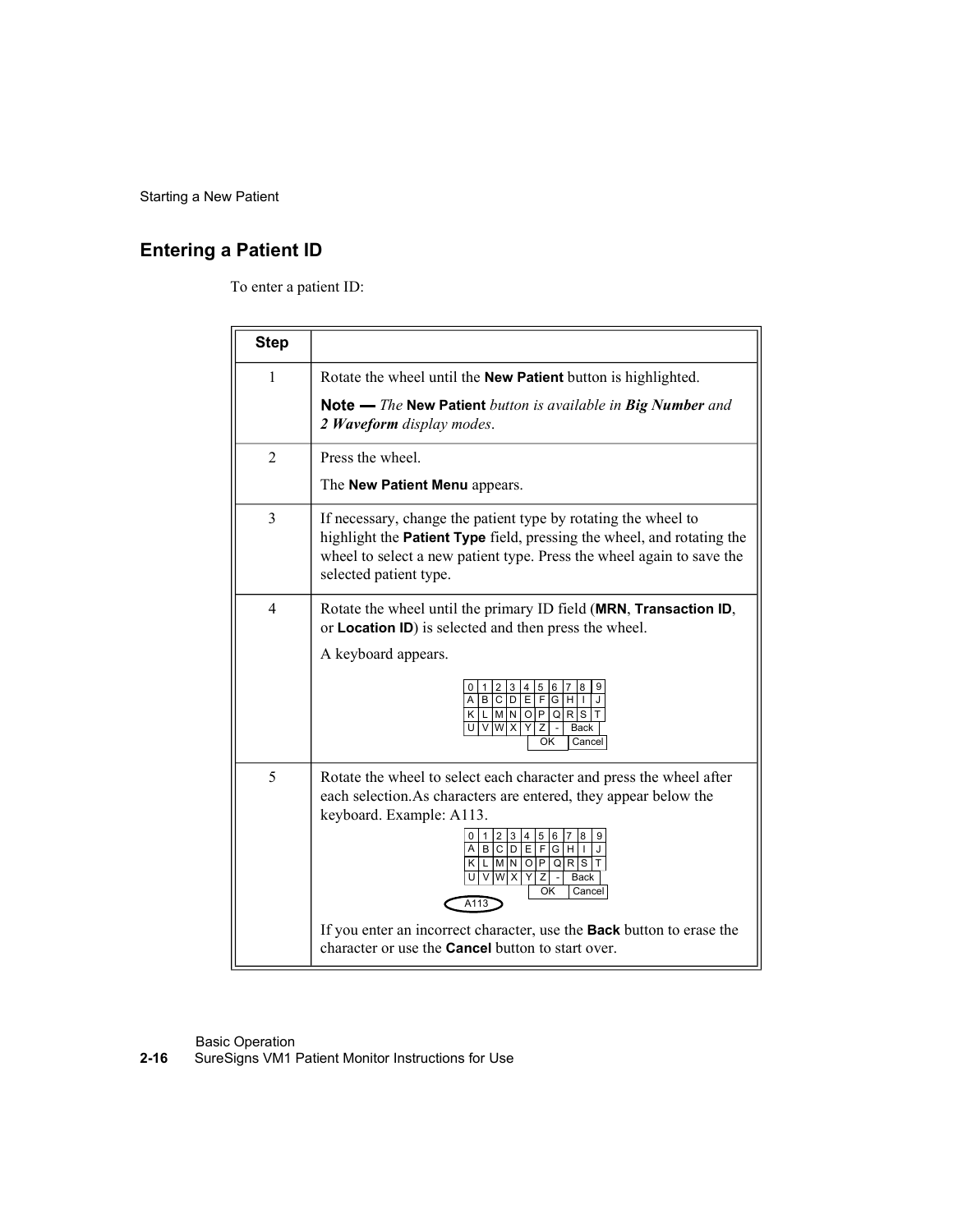## Entering a Patient ID

To enter a patient ID:

| Step | |
|---|---|
| 1 | Rotate the wheel until the **New Patient** button is highlighted.<br><br>**Note —** *The* **New Patient** *button is available in* ***Big Number*** *and* ***2 Waveform*** *display modes*. |
| 2 | Press the wheel.<br><br>The **New Patient Menu** appears. |
| 3 | If necessary, change the patient type by rotating the wheel to highlight the **Patient Type** field, pressing the wheel, and rotating the wheel to select a new patient type. Press the wheel again to save the selected patient type. |
| 4 | Rotate the wheel until the primary ID field (**MRN**, **Transaction ID**, or **Location ID**) is selected and then press the wheel.<br><br>A keyboard appears.<br><br>0 1 2 3 4 5 6 7 8 9<br>A B C D E F G H I J<br>K L M N O P Q R S T<br>U V W X Y Z - Back<br>OK Cancel |
| 5 | Rotate the wheel to select each character and press the wheel after each selection.As characters are entered, they appear below the keyboard. Example: A113.<br><br>0 1 2 3 4 5 6 7 8 9<br>A B C D E F G H I J<br>K L M N O P Q R S T<br>U V W X Y Z - Back<br>OK Cancel<br>A113<br><br>If you enter an incorrect character, use the **Back** button to erase the character or use the **Cancel** button to start over. |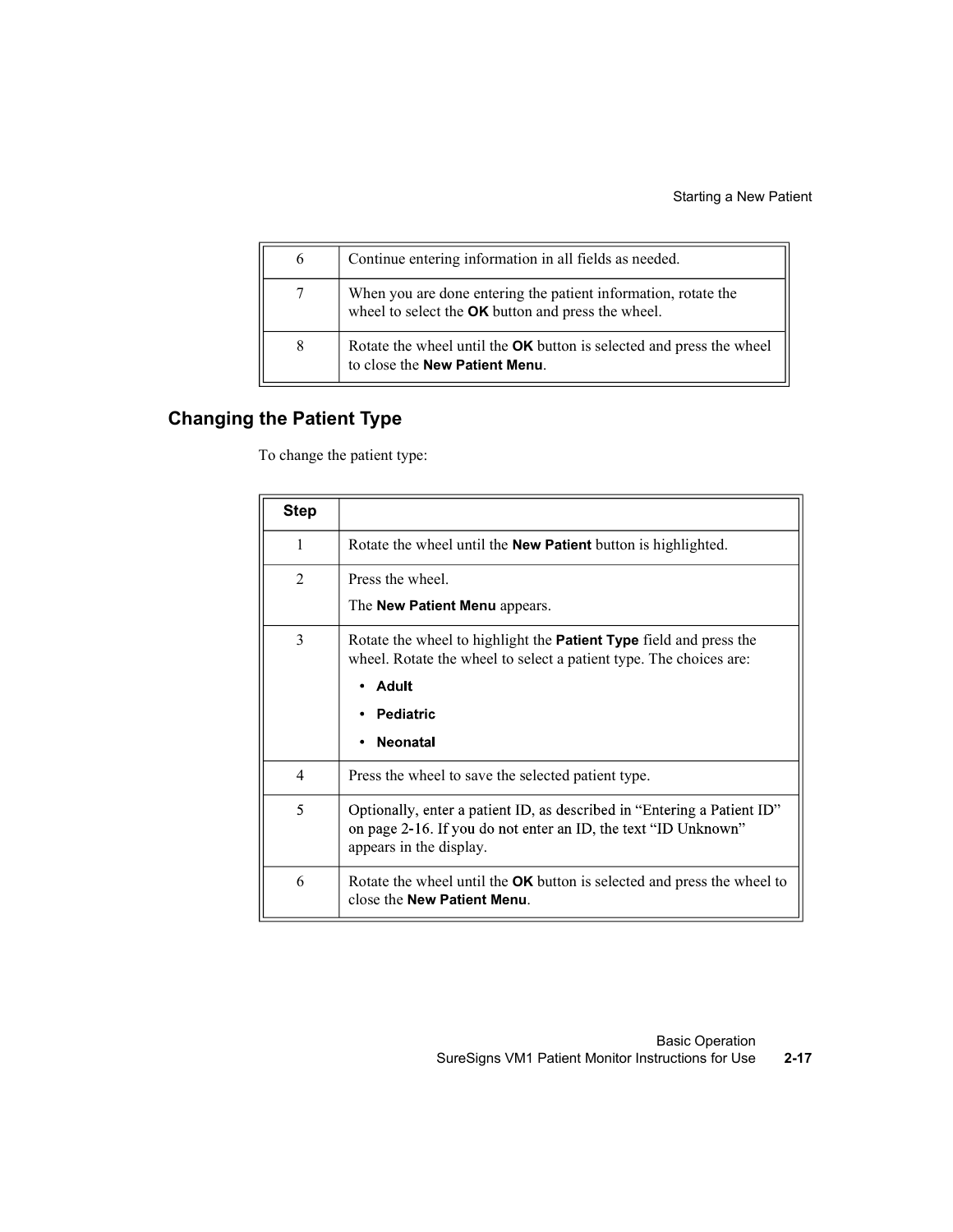| | |
|---|---|
| 6 | Continue entering information in all fields as needed. |
| 7 | When you are done entering the patient information, rotate the wheel to select the **OK** button and press the wheel. |
| 8 | Rotate the wheel until the **OK** button is selected and press the wheel to close the **New Patient Menu**. |

## Changing the Patient Type

To change the patient type:

| Step | |
|---|---|
| 1 | Rotate the wheel until the **New Patient** button is highlighted. |
| 2 | Press the wheel.<br>The **New Patient Menu** appears. |
| 3 | Rotate the wheel to highlight the **Patient Type** field and press the wheel. Rotate the wheel to select a patient type. The choices are:<br>• **Adult**<br>• **Pediatric**<br>• **Neonatal** |
| 4 | Press the wheel to save the selected patient type. |
| 5 | Optionally, enter a patient ID, as described in "Entering a Patient ID" on page 2-16. If you do not enter an ID, the text "ID Unknown" appears in the display. |
| 6 | Rotate the wheel until the **OK** button is selected and press the wheel to close the **New Patient Menu**. |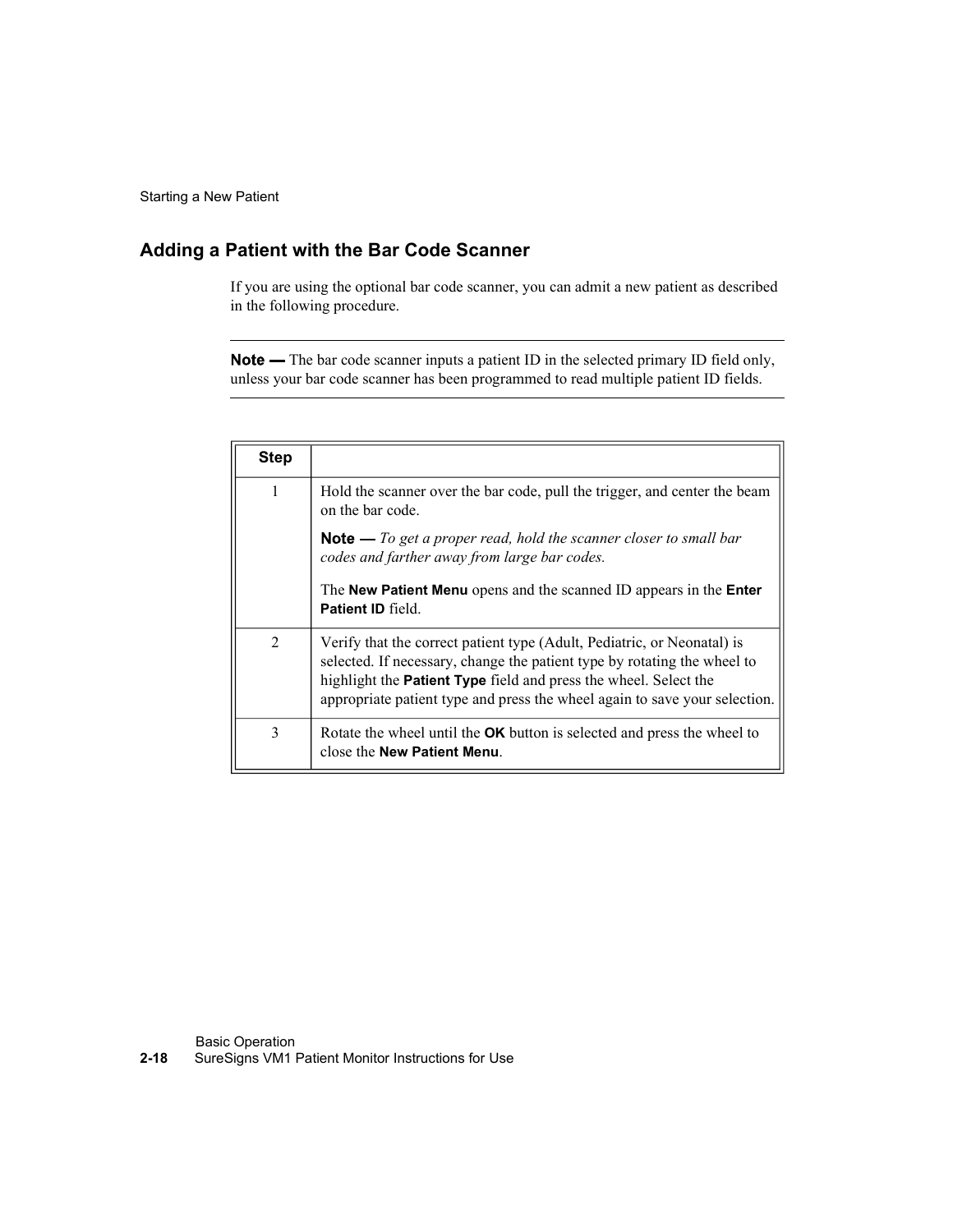## Adding a Patient with the Bar Code Scanner

If you are using the optional bar code scanner, you can admit a new patient as described in the following procedure.

---

**Note —** The bar code scanner inputs a patient ID in the selected primary ID field only, unless your bar code scanner has been programmed to read multiple patient ID fields.

---

| Step | |
|---|---|
| 1 | Hold the scanner over the bar code, pull the trigger, and center the beam on the bar code.<br><br>**Note —** *To get a proper read, hold the scanner closer to small bar codes and farther away from large bar codes.*<br><br>The **New Patient Menu** opens and the scanned ID appears in the **Enter Patient ID** field. |
| 2 | Verify that the correct patient type (Adult, Pediatric, or Neonatal) is selected. If necessary, change the patient type by rotating the wheel to highlight the **Patient Type** field and press the wheel. Select the appropriate patient type and press the wheel again to save your selection. |
| 3 | Rotate the wheel until the **OK** button is selected and press the wheel to close the **New Patient Menu**. |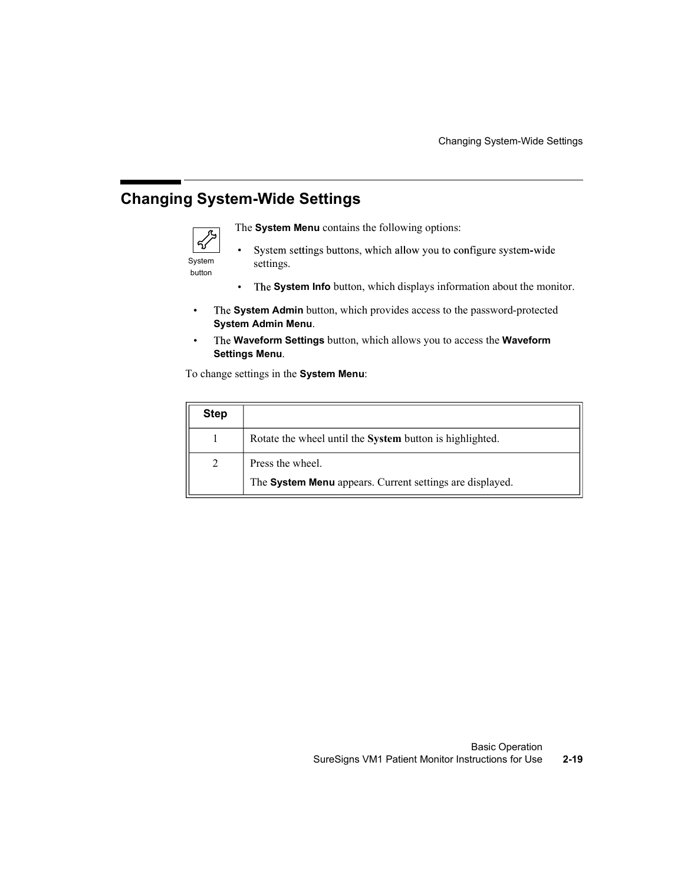## Changing System-Wide Settings

System button

The **System Menu** contains the following options:

- System settings buttons, which allow you to configure system-wide settings.
- The **System Info** button, which displays information about the monitor.
- The **System Admin** button, which provides access to the password-protected **System Admin Menu**.
- The **Waveform Settings** button, which allows you to access the **Waveform Settings Menu**.

To change settings in the **System Menu**:

| Step | |
|---|---|
| 1 | Rotate the wheel until the **System** button is highlighted. |
| 2 | Press the wheel.<br>The **System Menu** appears. Current settings are displayed. |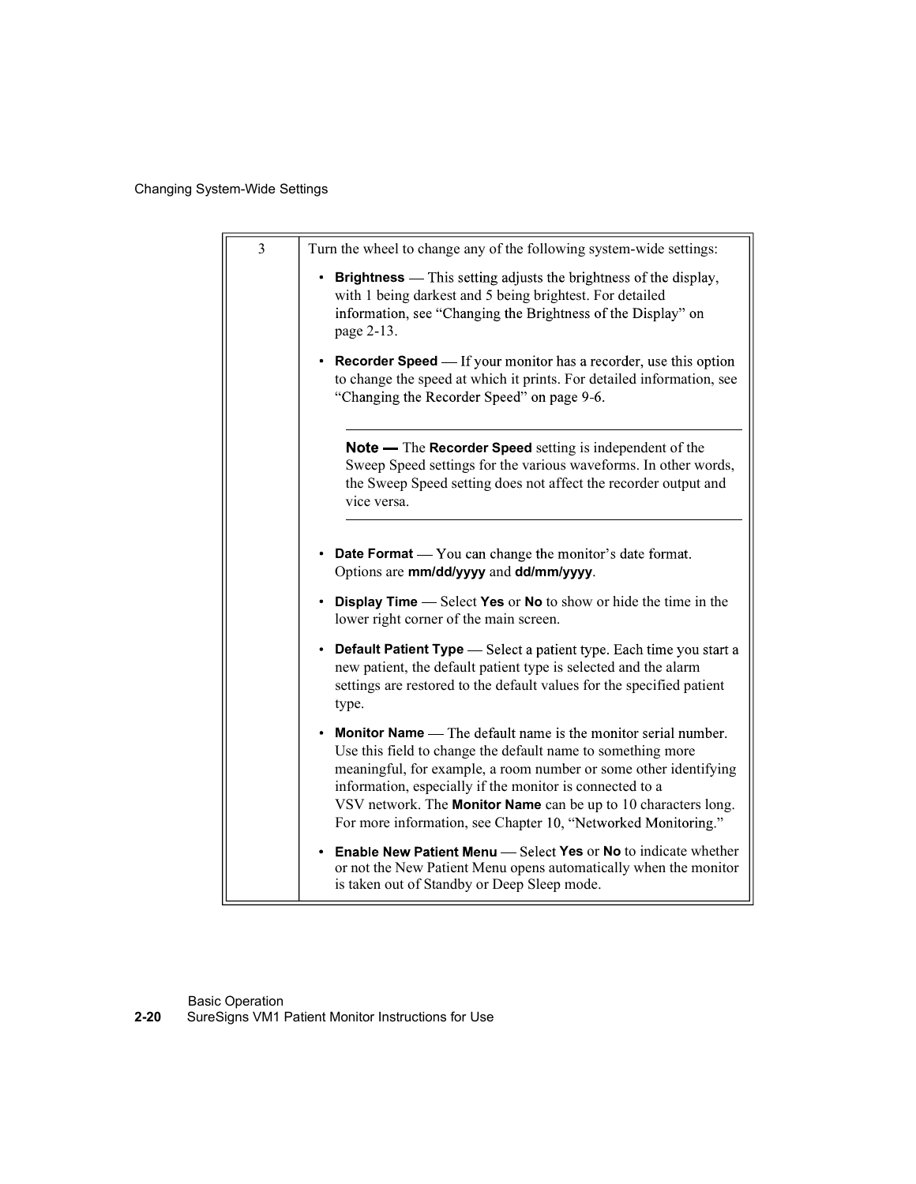| 3 | Turn the wheel to change any of the following system-wide settings:<br><br>• **Brightness** — This setting adjusts the brightness of the display, with 1 being darkest and 5 being brightest. For detailed information, see “Changing the Brightness of the Display” on page 2-13.<br><br>• **Recorder Speed** — If your monitor has a recorder, use this option to change the speed at which it prints. For detailed information, see “Changing the Recorder Speed” on page 9-6.<br><br>**Note —** The **Recorder Speed** setting is independent of the Sweep Speed settings for the various waveforms. In other words, the Sweep Speed setting does not affect the recorder output and vice versa.<br><br>• **Date Format** — You can change the monitor’s date format. Options are **mm/dd/yyyy** and **dd/mm/yyyy**.<br><br>• **Display Time** — Select **Yes** or **No** to show or hide the time in the lower right corner of the main screen.<br><br>• **Default Patient Type** — Select a patient type. Each time you start a new patient, the default patient type is selected and the alarm settings are restored to the default values for the specified patient type.<br><br>• **Monitor Name** — The default name is the monitor serial number. Use this field to change the default name to something more meaningful, for example, a room number or some other identifying information, especially if the monitor is connected to a VSV network. The **Monitor Name** can be up to 10 characters long. For more information, see Chapter 10, “Networked Monitoring.”<br><br>• **Enable New Patient Menu** — Select **Yes** or **No** to indicate whether or not the New Patient Menu opens automatically when the monitor is taken out of Standby or Deep Sleep mode. |
|---|---|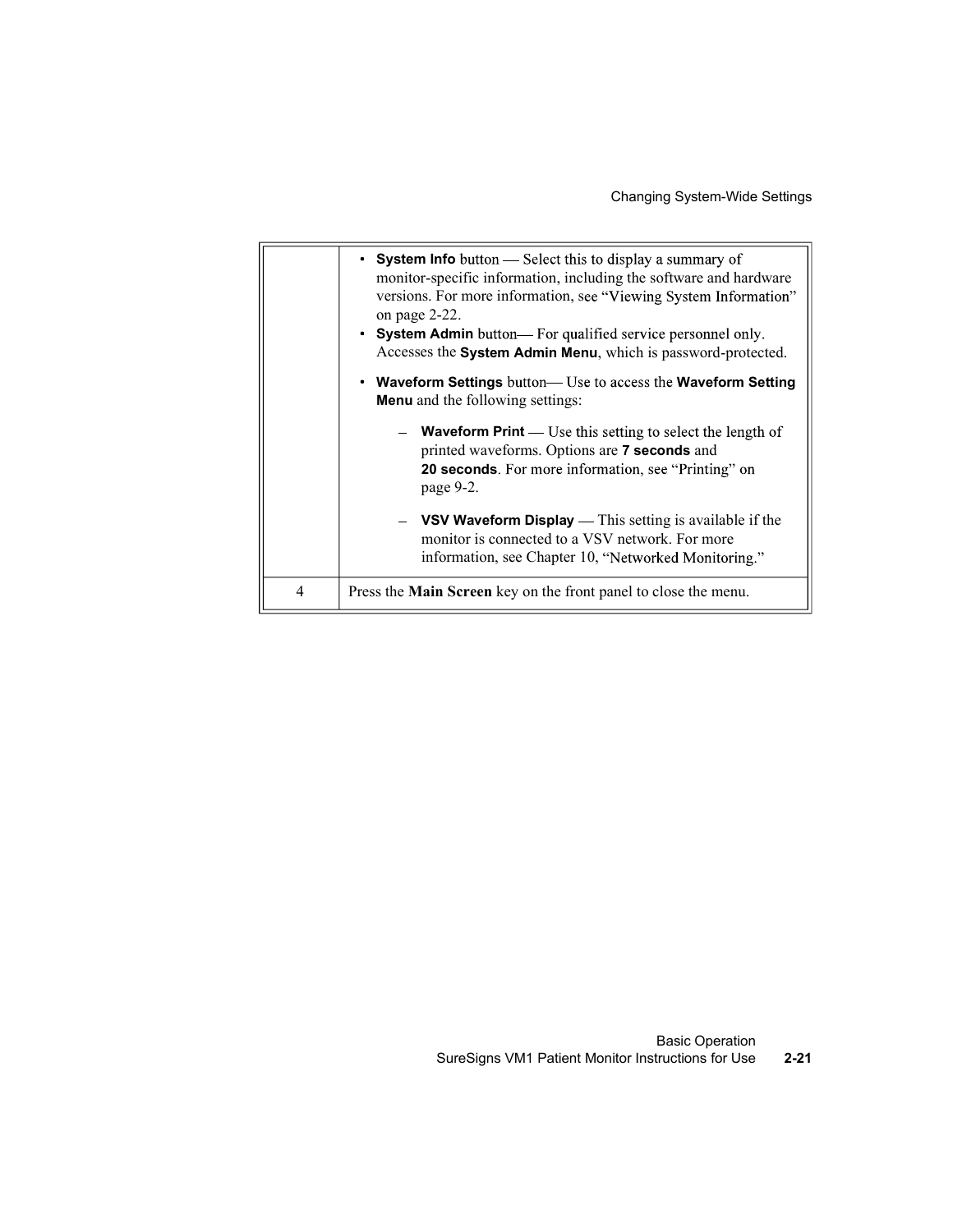| | |
|---|---|
| | • **System Info** button — Select this to display a summary of monitor-specific information, including the software and hardware versions. For more information, see "Viewing System Information" on page 2-22.<br>• **System Admin** button— For qualified service personnel only. Accesses the **System Admin Menu**, which is password-protected.<br>• **Waveform Settings** button— Use to access the **Waveform Setting Menu** and the following settings:<br>– **Waveform Print** — Use this setting to select the length of printed waveforms. Options are **7 seconds** and **20 seconds**. For more information, see "Printing" on page 9-2.<br>– **VSV Waveform Display** — This setting is available if the monitor is connected to a VSV network. For more information, see Chapter 10, "Networked Monitoring." |
| 4 | Press the **Main Screen** key on the front panel to close the menu. |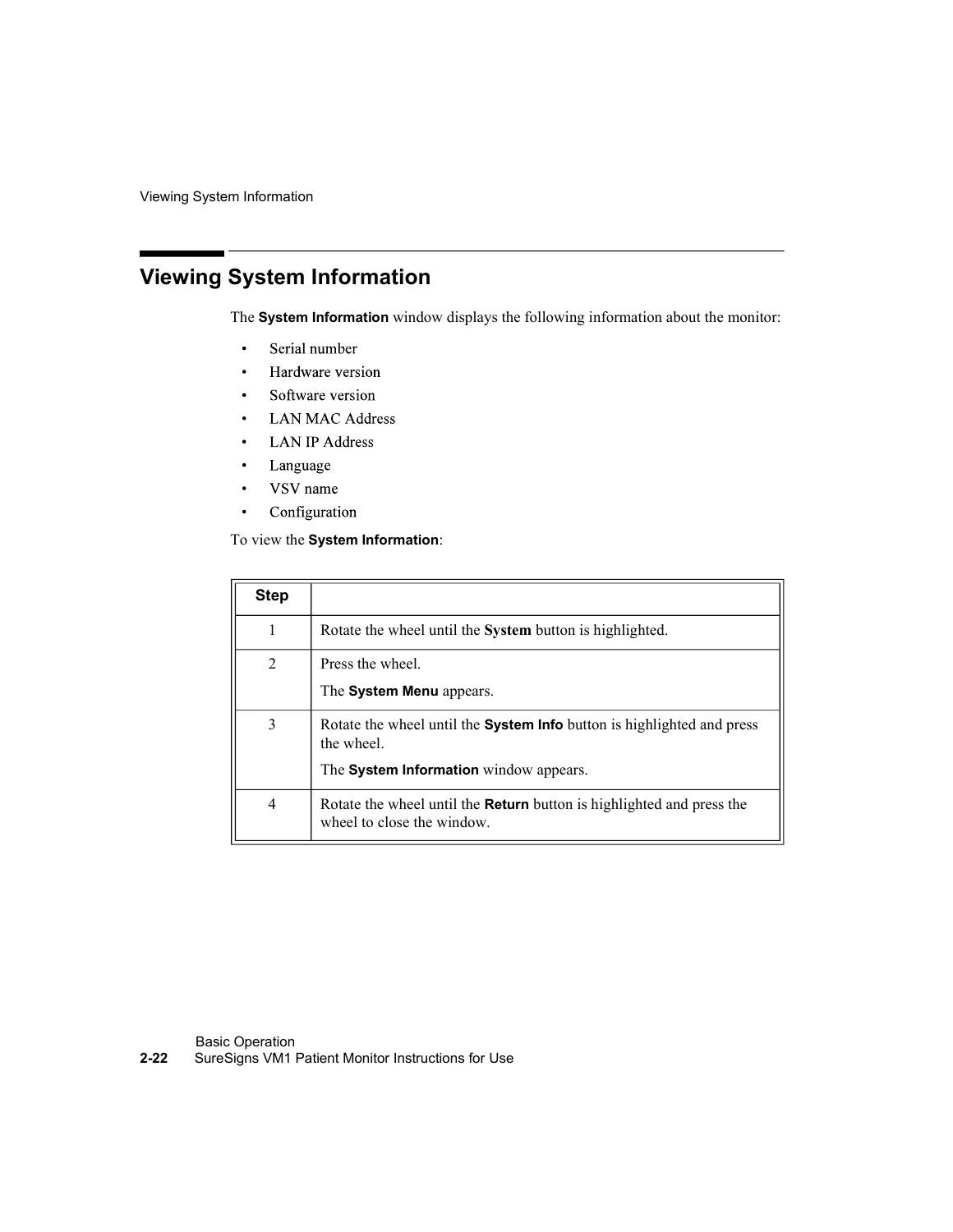## Viewing System Information

The **System Information** window displays the following information about the monitor:

- Serial number
- Hardware version
- Software version
- LAN MAC Address
- LAN IP Address
- Language
- VSV name
- Configuration

To view the **System Information**:

| Step | |
|---|---|
| 1 | Rotate the wheel until the **System** button is highlighted. |
| 2 | Press the wheel.<br><br>The **System Menu** appears. |
| 3 | Rotate the wheel until the **System Info** button is highlighted and press the wheel.<br><br>The **System Information** window appears. |
| 4 | Rotate the wheel until the **Return** button is highlighted and press the wheel to close the window. |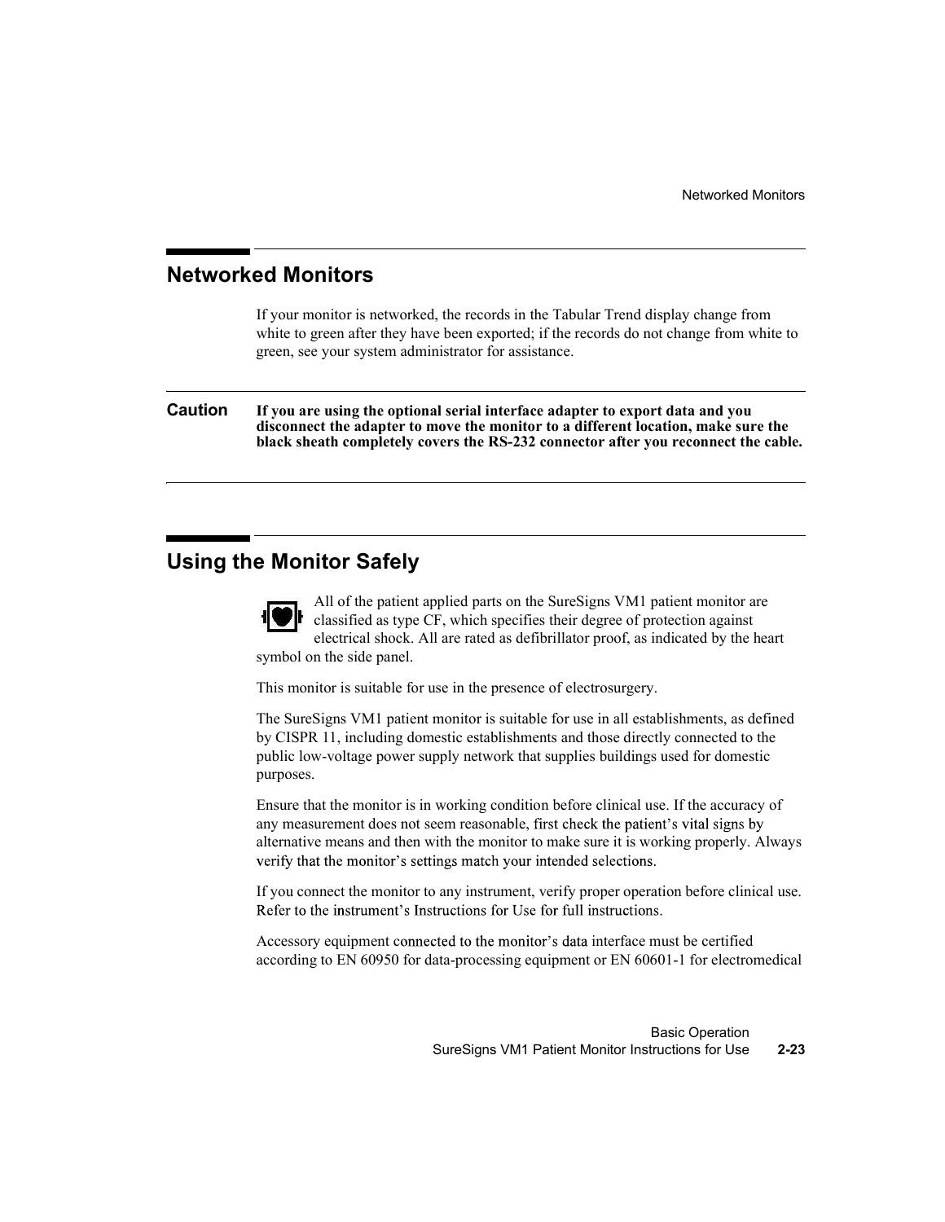## Networked Monitors

If your monitor is networked, the records in the Tabular Trend display change from white to green after they have been exported; if the records do not change from white to green, see your system administrator for assistance.

---

**Caution** **If you are using the optional serial interface adapter to export data and you disconnect the adapter to move the monitor to a different location, make sure the black sheath completely covers the RS-232 connector after you reconnect the cable.**

---

## Using the Monitor Safely

All of the patient applied parts on the SureSigns VM1 patient monitor are classified as type CF, which specifies their degree of protection against electrical shock. All are rated as defibrillator proof, as indicated by the heart symbol on the side panel.

This monitor is suitable for use in the presence of electrosurgery.

The SureSigns VM1 patient monitor is suitable for use in all establishments, as defined by CISPR 11, including domestic establishments and those directly connected to the public low-voltage power supply network that supplies buildings used for domestic purposes.

Ensure that the monitor is in working condition before clinical use. If the accuracy of any measurement does not seem reasonable, first check the patient's vital signs by alternative means and then with the monitor to make sure it is working properly. Always verify that the monitor's settings match your intended selections.

If you connect the monitor to any instrument, verify proper operation before clinical use. Refer to the instrument's Instructions for Use for full instructions.

Accessory equipment connected to the monitor's data interface must be certified according to EN 60950 for data-processing equipment or EN 60601-1 for electromedical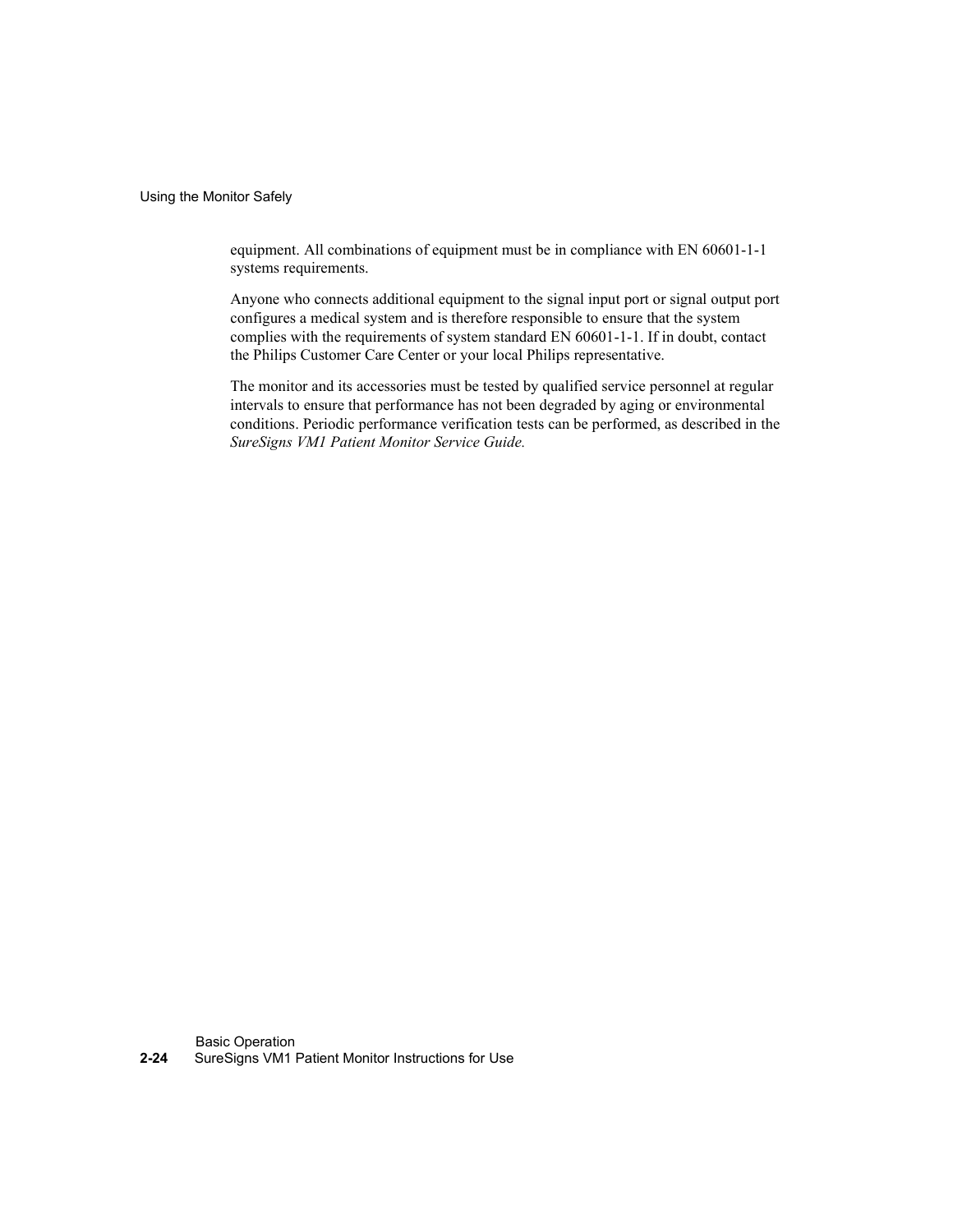equipment. All combinations of equipment must be in compliance with EN 60601-1-1 systems requirements.

Anyone who connects additional equipment to the signal input port or signal output port configures a medical system and is therefore responsible to ensure that the system complies with the requirements of system standard EN 60601-1-1. If in doubt, contact the Philips Customer Care Center or your local Philips representative.

The monitor and its accessories must be tested by qualified service personnel at regular intervals to ensure that performance has not been degraded by aging or environmental conditions. Periodic performance verification tests can be performed, as described in the *SureSigns VM1 Patient Monitor Service Guide.*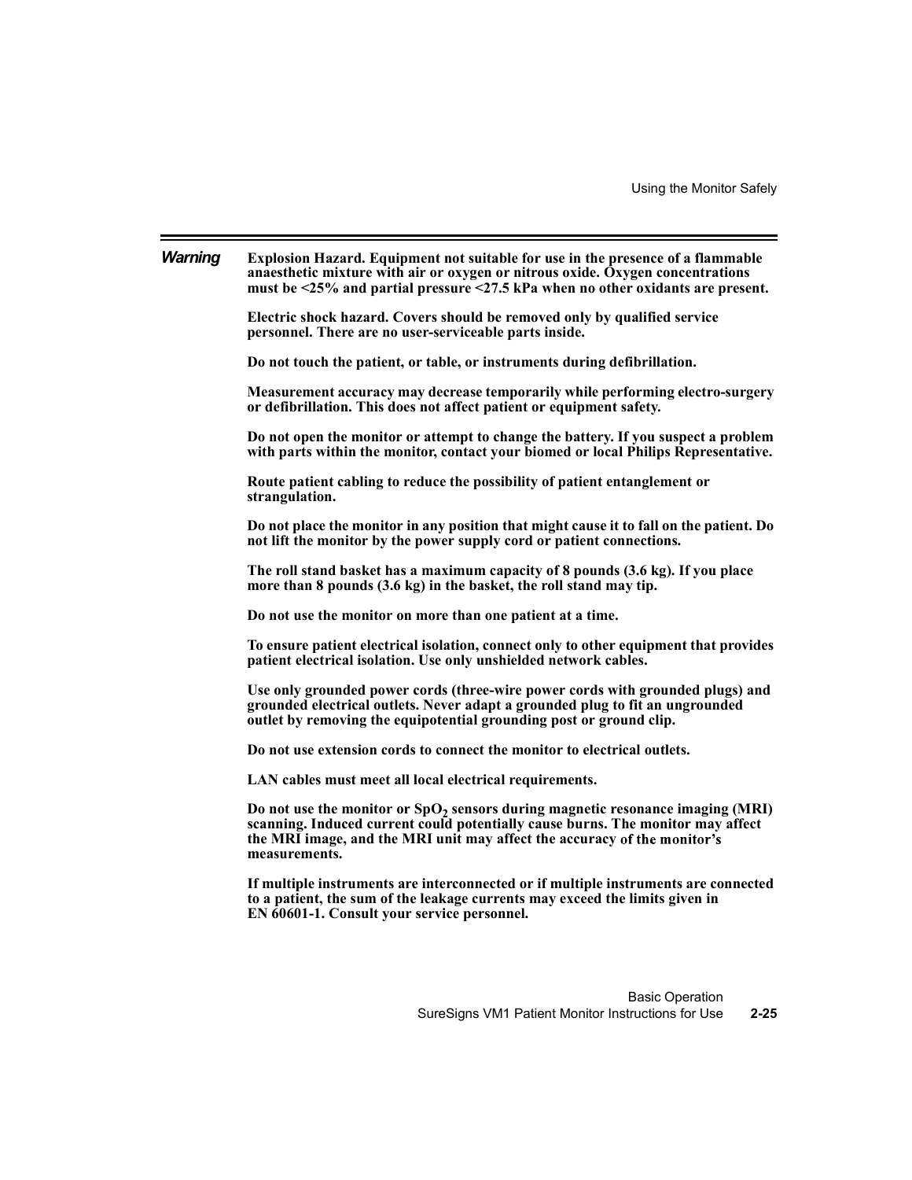***Warning*** **Explosion Hazard. Equipment not suitable for use in the presence of a flammable anaesthetic mixture with air or oxygen or nitrous oxide. Oxygen concentrations must be <25% and partial pressure <27.5 kPa when no other oxidants are present.**

**Electric shock hazard. Covers should be removed only by qualified service personnel. There are no user-serviceable parts inside.**

**Do not touch the patient, or table, or instruments during defibrillation.**

**Measurement accuracy may decrease temporarily while performing electro-surgery or defibrillation. This does not affect patient or equipment safety.**

**Do not open the monitor or attempt to change the battery. If you suspect a problem with parts within the monitor, contact your biomed or local Philips Representative.**

**Route patient cabling to reduce the possibility of patient entanglement or strangulation.**

**Do not place the monitor in any position that might cause it to fall on the patient. Do not lift the monitor by the power supply cord or patient connections.**

**The roll stand basket has a maximum capacity of 8 pounds (3.6 kg). If you place more than 8 pounds (3.6 kg) in the basket, the roll stand may tip.**

**Do not use the monitor on more than one patient at a time.**

**To ensure patient electrical isolation, connect only to other equipment that provides patient electrical isolation. Use only unshielded network cables.**

**Use only grounded power cords (three-wire power cords with grounded plugs) and grounded electrical outlets. Never adapt a grounded plug to fit an ungrounded outlet by removing the equipotential grounding post or ground clip.**

**Do not use extension cords to connect the monitor to electrical outlets.**

**LAN cables must meet all local electrical requirements.**

**Do not use the monitor or $SpO_2$ sensors during magnetic resonance imaging (MRI) scanning. Induced current could potentially cause burns. The monitor may affect the MRI image, and the MRI unit may affect the accuracy of the monitor's measurements.**

**If multiple instruments are interconnected or if multiple instruments are connected to a patient, the sum of the leakage currents may exceed the limits given in EN 60601-1. Consult your service personnel.**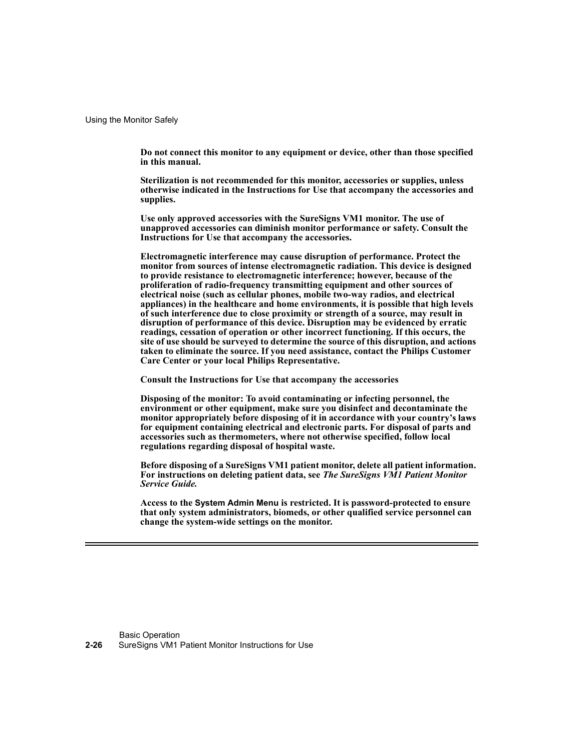**Do not connect this monitor to any equipment or device, other than those specified in this manual.**

**Sterilization is not recommended for this monitor, accessories or supplies, unless otherwise indicated in the Instructions for Use that accompany the accessories and supplies.**

**Use only approved accessories with the SureSigns VM1 monitor. The use of unapproved accessories can diminish monitor performance or safety. Consult the Instructions for Use that accompany the accessories.**

**Electromagnetic interference may cause disruption of performance. Protect the monitor from sources of intense electromagnetic radiation. This device is designed to provide resistance to electromagnetic interference; however, because of the proliferation of radio-frequency transmitting equipment and other sources of electrical noise (such as cellular phones, mobile two-way radios, and electrical appliances) in the healthcare and home environments, it is possible that high levels of such interference due to close proximity or strength of a source, may result in disruption of performance of this device. Disruption may be evidenced by erratic readings, cessation of operation or other incorrect functioning. If this occurs, the site of use should be surveyed to determine the source of this disruption, and actions taken to eliminate the source. If you need assistance, contact the Philips Customer Care Center or your local Philips Representative.**

**Consult the Instructions for Use that accompany the accessories**

**Disposing of the monitor: To avoid contaminating or infecting personnel, the environment or other equipment, make sure you disinfect and decontaminate the monitor appropriately before disposing of it in accordance with your country's laws for equipment containing electrical and electronic parts. For disposal of parts and accessories such as thermometers, where not otherwise specified, follow local regulations regarding disposal of hospital waste.**

**Before disposing of a SureSigns VM1 patient monitor, delete all patient information. For instructions on deleting patient data, see *The SureSigns VM1 Patient Monitor Service Guide.***

**Access to the System Admin Menu is restricted. It is password-protected to ensure that only system administrators, biomeds, or other qualified service personnel can change the system-wide settings on the monitor.**